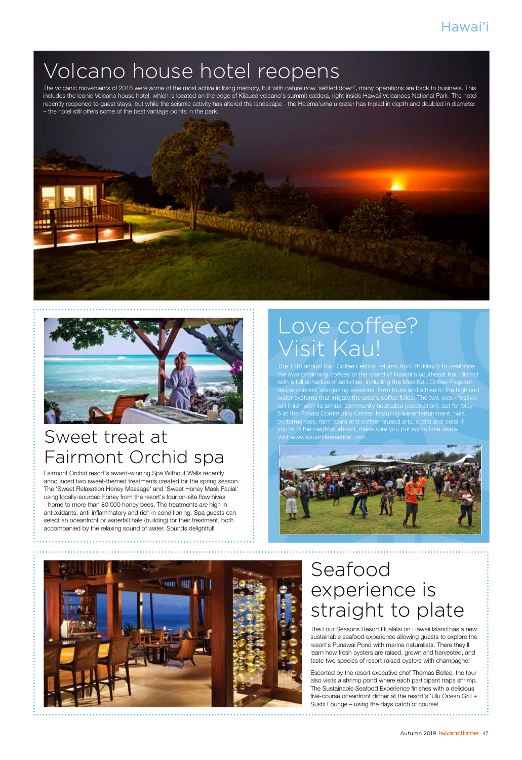# Volcano house hotel reopens

The volcanic movements of 2018 were some of the most active in living memory, but with nature now 'settled down', many operations are back to business. This includes the iconic Volcano house hotel, which is located on the edge of Kilauea volcano's summit caldera, right inside Hawaii Volcanoes National Park. The hotel recently reopened to guest stays, but while the seismic activity has altered the landscape - the Halema'uma'u crater has tripled in depth and doubled in diameter – the hotel still offers some of the best vantage points in the park.

## Sweet treat at Fairmont Orchid spa

Fairmont Orchid resort's award-winning Spa Without Walls recently announced two sweet-themed treatments created for the spring season. The 'Sweet Relaxation Honey Massage' and 'Sweet Honey Mask Facial' using locally-sourced honey from the resort's four on-site flow hives - home to more than 80,000 honey bees. The treatments are high in antioxidants, anti-inflammatory and rich in conditioning. Spa guests can select an oceanfront or waterfall hale (building) for their treatment, both accompanied by the relaxing sound of water. Sounds delightful!

## Love coffee? Visit Kau!

The 11th annual Kau Coffee Festival returns April 26-May 5 to celebrate the award-winning coffees of the island of Hawaii's southeast Kau district with a full schedule of activities, including the Miss Kau Coffee Pageant, recipe contest, stargazing sessions, farm tours and a hike to the highland water systems that irrigate the area's coffee fields. The two-week festival will finish with its annual community hoolaulea (celebration), set for May 5 at the Pahala Community Center, featuring live entertainment, hula performances, farm tours and coffee-infused arts, crafts and eats! If you're in the neighbourhood, make sure you put some time aside. Visit www.kaucoffeefestival.com.

## Seafood experience is straight to plate

The Four Seasons Resort Hualalai on Hawaii Island has a new sustainable seafood experience allowing guests to explore the resort's Punawai Pond with marine naturalists. There they'll learn how fresh oysters are raised, grown and harvested, and taste two species of resort-raised oysters with champagne!

Escorted by the resort executive chef Thomas Bellec, the tour also visits a shrimp pond where each participant traps shrimp. The Sustainable Seafood Experience finishes with a delicious five-course oceanfront dinner at the resort's 'Ulu Ocean Grill + Sushi Lounge – using the days catch of course!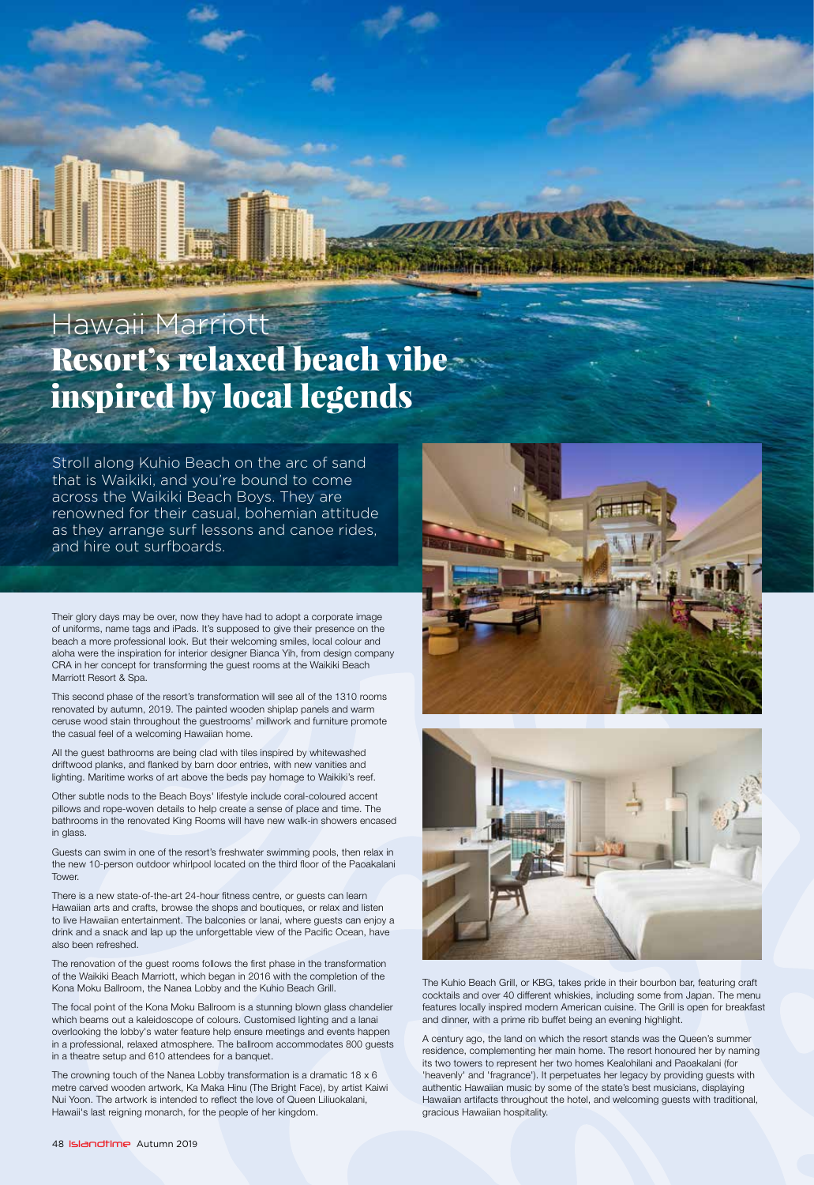# Hawaii Marriott
## Resort's relaxed beach vibe inspired by local legends

Stroll along Kuhio Beach on the arc of sand that is Waikiki, and you're bound to come across the Waikiki Beach Boys. They are renowned for their casual, bohemian attitude as they arrange surf lessons and canoe rides, and hire out surfboards.

Their glory days may be over, now they have had to adopt a corporate image of uniforms, name tags and iPads. It's supposed to give their presence on the beach a more professional look. But their welcoming smiles, local colour and aloha were the inspiration for interior designer Bianca Yih, from design company CRA in her concept for transforming the guest rooms at the Waikiki Beach Marriott Resort & Spa.

This second phase of the resort's transformation will see all of the 1310 rooms renovated by autumn, 2019. The painted wooden shiplap panels and warm ceruse wood stain throughout the guestrooms' millwork and furniture promote the casual feel of a welcoming Hawaiian home.

All the guest bathrooms are being clad with tiles inspired by whitewashed driftwood planks, and flanked by barn door entries, with new vanities and lighting. Maritime works of art above the beds pay homage to Waikiki's reef.

Other subtle nods to the Beach Boys' lifestyle include coral-coloured accent pillows and rope-woven details to help create a sense of place and time. The bathrooms in the renovated King Rooms will have new walk-in showers encased in glass.

Guests can swim in one of the resort's freshwater swimming pools, then relax in the new 10-person outdoor whirlpool located on the third floor of the Paoakalani Tower.

There is a new state-of-the-art 24-hour fitness centre, or guests can learn Hawaiian arts and crafts, browse the shops and boutiques, or relax and listen to live Hawaiian entertainment. The balconies or lanai, where guests can enjoy a drink and a snack and lap up the unforgettable view of the Pacific Ocean, have also been refreshed.

The renovation of the guest rooms follows the first phase in the transformation of the Waikiki Beach Marriott, which began in 2016 with the completion of the Kona Moku Ballroom, the Nanea Lobby and the Kuhio Beach Grill.

The focal point of the Kona Moku Ballroom is a stunning blown glass chandelier which beams out a kaleidoscope of colours. Customised lighting and a lanai overlooking the lobby's water feature help ensure meetings and events happen in a professional, relaxed atmosphere. The ballroom accommodates 800 guests in a theatre setup and 610 attendees for a banquet.

The crowning touch of the Nanea Lobby transformation is a dramatic 18 x 6 metre carved wooden artwork, Ka Maka Hinu (The Bright Face), by artist Kaiwi Nui Yoon. The artwork is intended to reflect the love of Queen Liliuokalani, Hawaii's last reigning monarch, for the people of her kingdom.

The Kuhio Beach Grill, or KBG, takes pride in their bourbon bar, featuring craft cocktails and over 40 different whiskies, including some from Japan. The menu features locally inspired modern American cuisine. The Grill is open for breakfast and dinner, with a prime rib buffet being an evening highlight.

A century ago, the land on which the resort stands was the Queen's summer residence, complementing her main home. The resort honoured her by naming its two towers to represent her two homes Kealohilani and Paoakalani (for 'heavenly' and 'fragrance'). It perpetuates her legacy by providing guests with authentic Hawaiian music by some of the state's best musicians, displaying Hawaiian artifacts throughout the hotel, and welcoming guests with traditional, gracious Hawaiian hospitality.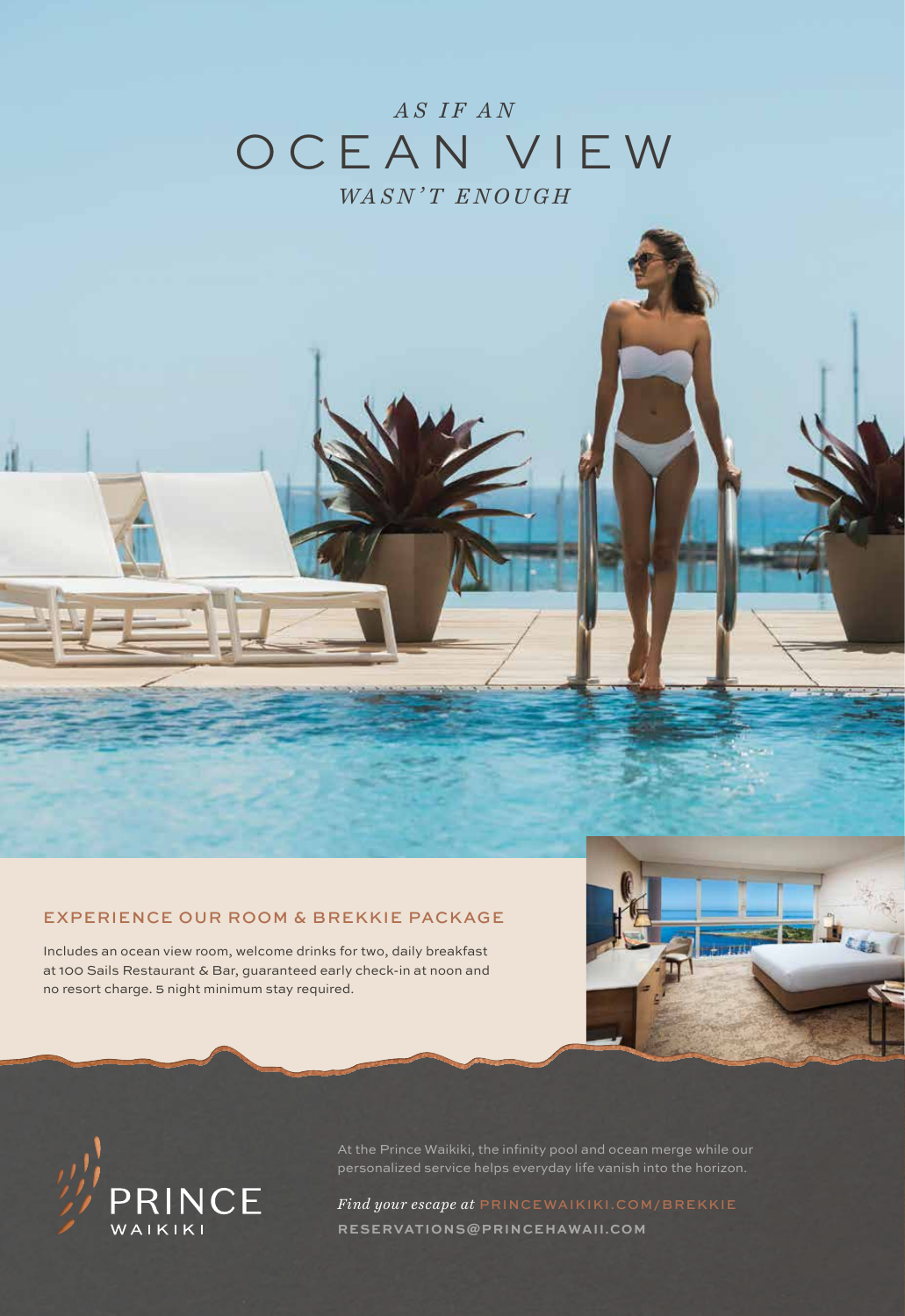*AS IF AN*

# OCEAN VIEW

*WASN'T ENOUGH*

## EXPERIENCE OUR ROOM & BREKKIE PACKAGE

Includes an ocean view room, welcome drinks for two, daily breakfast at 100 Sails Restaurant & Bar, guaranteed early check-in at noon and no resort charge. 5 night minimum stay required.

PRINCE WAIKIKI

At the Prince Waikiki, the infinity pool and ocean merge while our personalized service helps everyday life vanish into the horizon.

*Find your escape at* PRINCEWAIKIKI.COM/BREKKIE

RESERVATIONS@PRINCEHAWAII.COM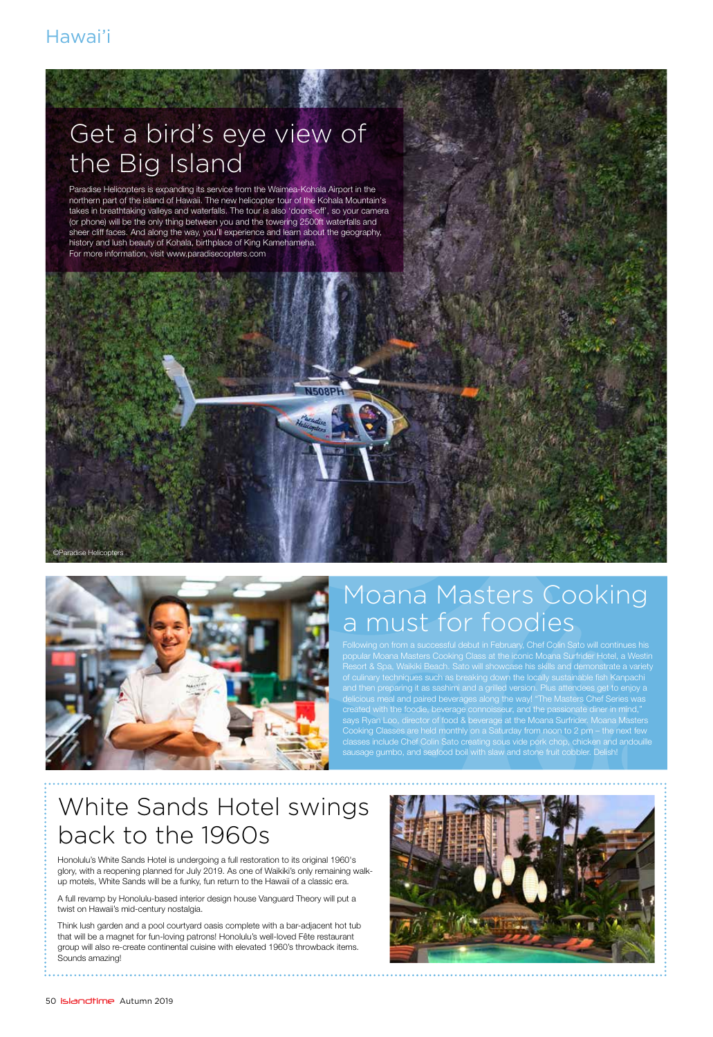# Hawai'i

## Get a bird's eye view of the Big Island

Paradise Helicopters is expanding its service from the Waimea-Kohala Airport in the northern part of the island of Hawaii. The new helicopter tour of the Kohala Mountain's takes in breathtaking valleys and waterfalls. The tour is also 'doors-off', so your camera (or phone) will be the only thing between you and the towering 2500ft waterfalls and sheer cliff faces. And along the way, you'll experience and learn about the geography, history and lush beauty of Kohala, birthplace of King Kamehameha.
For more information, visit www.paradisecopters.com

©Paradise Helicopters

## Moana Masters Cooking a must for foodies

Following on from a successful debut in February, Chef Colin Sato will continues his popular Moana Masters Cooking Class at the iconic Moana Surfrider Hotel, a Westin Resort & Spa, Waikiki Beach. Sato will showcase his skills and demonstrate a variety of culinary techniques such as breaking down the locally sustainable fish Kanpachi and then preparing it as sashimi and a grilled version. Plus attendees get to enjoy a delicious meal and paired beverages along the way! "The Masters Chef Series was created with the foodie, beverage connoisseur, and the passionate diner in mind," says Ryan Loo, director of food & beverage at the Moana Surfrider. Moana Masters Cooking Classes are held monthly on a Saturday from noon to 2 pm – the next few classes include Chef Colin Sato creating sous vide pork chop, chicken and andouille sausage gumbo, and seafood boil with slaw and stone fruit cobbler. Delish!

## White Sands Hotel swings back to the 1960s

Honolulu's White Sands Hotel is undergoing a full restoration to its original 1960's glory, with a reopening planned for July 2019. As one of Waikiki's only remaining walk-up motels, White Sands will be a funky, fun return to the Hawaii of a classic era.

A full revamp by Honolulu-based interior design house Vanguard Theory will put a twist on Hawaii's mid-century nostalgia.

Think lush garden and a pool courtyard oasis complete with a bar-adjacent hot tub that will be a magnet for fun-loving patrons! Honolulu's well-loved Fête restaurant group will also re-create continental cuisine with elevated 1960's throwback items. Sounds amazing!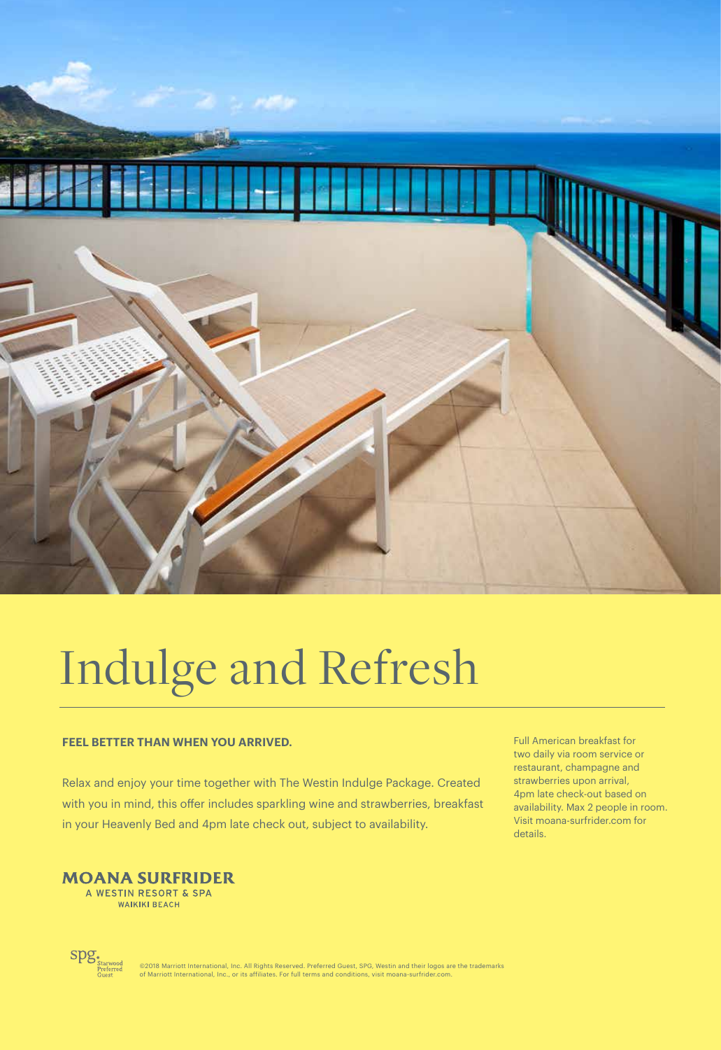# Indulge and Refresh

**FEEL BETTER THAN WHEN YOU ARRIVED.**

Relax and enjoy your time together with The Westin Indulge Package. Created with you in mind, this offer includes sparkling wine and strawberries, breakfast in your Heavenly Bed and 4pm late check out, subject to availability.

Full American breakfast for two daily via room service or restaurant, champagne and strawberries upon arrival, 4pm late check-out based on availability. Max 2 people in room. Visit moana-surfrider.com for details.

**MOANA SURFRIDER**
A WESTIN RESORT & SPA
WAIKIKI BEACH

spg. Starwood Preferred Guest

©2018 Marriott International, Inc. All Rights Reserved. Preferred Guest, SPG, Westin and their logos are the trademarks of Marriott International, Inc., or its affiliates. For full terms and conditions, visit moana-surfrider.com.